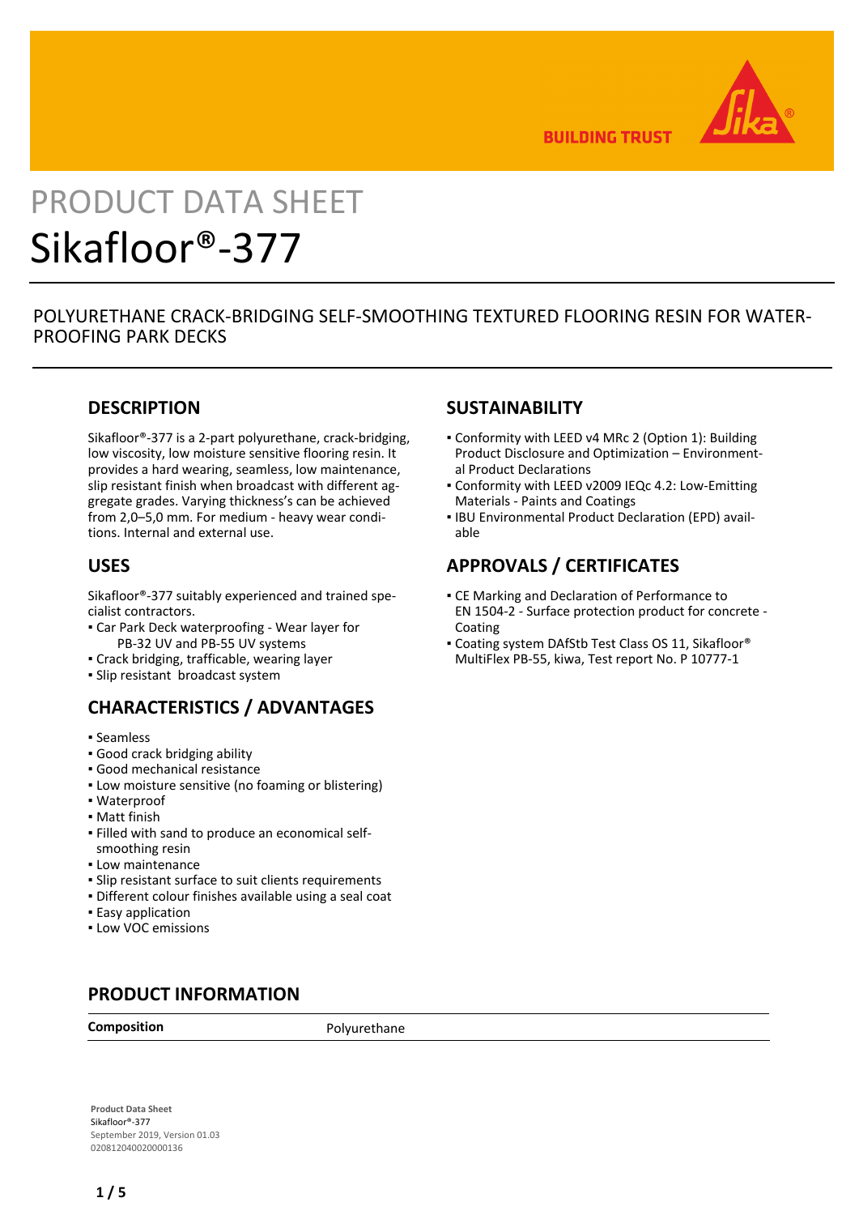PRODUCT DATA SHEET

# Sikafloor®-377

POLYURETHANE CRACK-BRIDGING SELF-SMOOTHING TEXTURED FLOORING RESIN FOR WATER-PROOFING PARK DECKS

## DESCRIPTION

Sikafloor®-377 is a 2-part polyurethane, crack-bridging, low viscosity, low moisture sensitive flooring resin. It provides a hard wearing, seamless, low maintenance, slip resistant finish when broadcast with different aggregate grades. Varying thickness's can be achieved from 2,0–5,0 mm. For medium - heavy wear conditions. Internal and external use.

## USES

Sikafloor®-377 suitably experienced and trained specialist contractors.

- Car Park Deck waterproofing - Wear layer for PB-32 UV and PB-55 UV systems
- Crack bridging, trafficable, wearing layer
- Slip resistant broadcast system

## CHARACTERISTICS / ADVANTAGES

- Seamless
- Good crack bridging ability
- Good mechanical resistance
- Low moisture sensitive (no foaming or blistering)
- Waterproof
- Matt finish
- Filled with sand to produce an economical self-smoothing resin
- Low maintenance
- Slip resistant surface to suit clients requirements
- Different colour finishes available using a seal coat
- Easy application
- Low VOC emissions

## SUSTAINABILITY

- Conformity with LEED v4 MRc 2 (Option 1): Building Product Disclosure and Optimization – Environmental Product Declarations
- Conformity with LEED v2009 IEQc 4.2: Low-Emitting Materials - Paints and Coatings
- IBU Environmental Product Declaration (EPD) available

## APPROVALS / CERTIFICATES

- CE Marking and Declaration of Performance to EN 1504-2 - Surface protection product for concrete - Coating
- Coating system DAfStb Test Class OS 11, Sikafloor® MultiFlex PB-55, kiwa, Test report No. P 10777-1

## PRODUCT INFORMATION

| | |
|---|---|
| **Composition** | Polyurethane |

**Product Data Sheet**
Sikafloor®-377
September 2019, Version 01.03
020812040020000136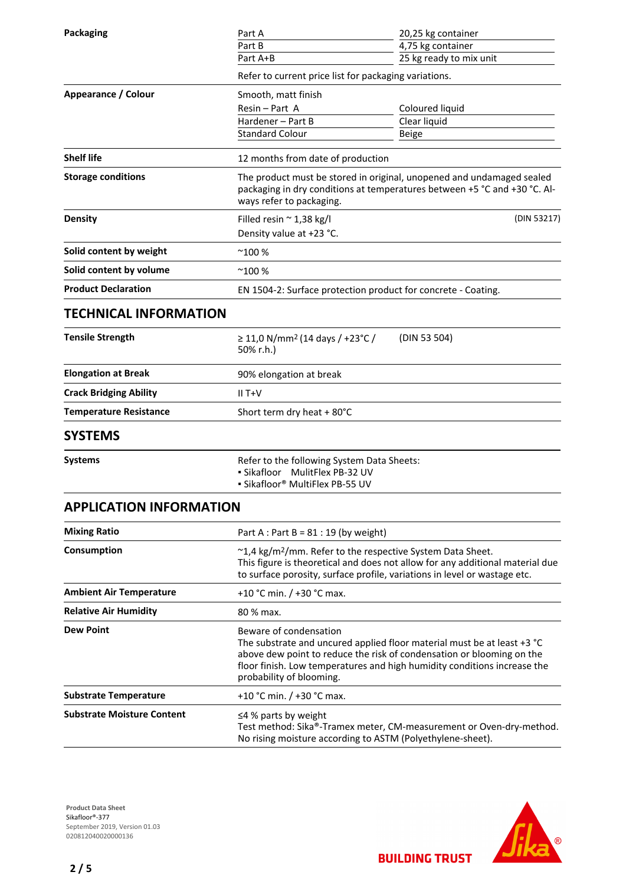| | | |
|---|---|---|
| **Packaging** | Part A | 20,25 kg container |
| | Part B | 4,75 kg container |
| | Part A+B | 25 kg ready to mix unit |
| | Refer to current price list for packaging variations. | |
| **Appearance / Colour** | Smooth, matt finish | |
| | Resin – Part A | Coloured liquid |
| | Hardener – Part B | Clear liquid |
| | Standard Colour | Beige |
| **Shelf life** | 12 months from date of production | |
| **Storage conditions** | The product must be stored in original, unopened and undamaged sealed packaging in dry conditions at temperatures between +5 °C and +30 °C. Always refer to packaging. | |
| **Density** | Filled resin ~ 1,38 kg/l<br>Density value at +23 °C. | (DIN 53217) |
| **Solid content by weight** | ~100 % | |
| **Solid content by volume** | ~100 % | |
| **Product Declaration** | EN 1504-2: Surface protection product for concrete - Coating. | |

## TECHNICAL INFORMATION

| | | |
|---|---|---|
| **Tensile Strength** | ≥ 11,0 N/mm² (14 days / +23°C / 50% r.h.) | (DIN 53 504) |
| **Elongation at Break** | 90% elongation at break | |
| **Crack Bridging Ability** | II T+V | |
| **Temperature Resistance** | Short term dry heat + 80°C | |

## SYSTEMS

| | |
|---|---|
| **Systems** | Refer to the following System Data Sheets:<br>▪ Sikafloor MulitFlex PB-32 UV<br>▪ Sikafloor® MultiFlex PB-55 UV |

## APPLICATION INFORMATION

| | |
|---|---|
| **Mixing Ratio** | Part A : Part B = 81 : 19 (by weight) |
| **Consumption** | ~1,4 kg/m²/mm. Refer to the respective System Data Sheet.<br>This figure is theoretical and does not allow for any additional material due to surface porosity, surface profile, variations in level or wastage etc. |
| **Ambient Air Temperature** | +10 °C min. / +30 °C max. |
| **Relative Air Humidity** | 80 % max. |
| **Dew Point** | Beware of condensation<br>The substrate and uncured applied floor material must be at least +3 °C above dew point to reduce the risk of condensation or blooming on the floor finish. Low temperatures and high humidity conditions increase the probability of blooming. |
| **Substrate Temperature** | +10 °C min. / +30 °C max. |
| **Substrate Moisture Content** | ≤4 % parts by weight<br>Test method: Sika®-Tramex meter, CM-measurement or Oven-dry-method.<br>No rising moisture according to ASTM (Polyethylene-sheet). |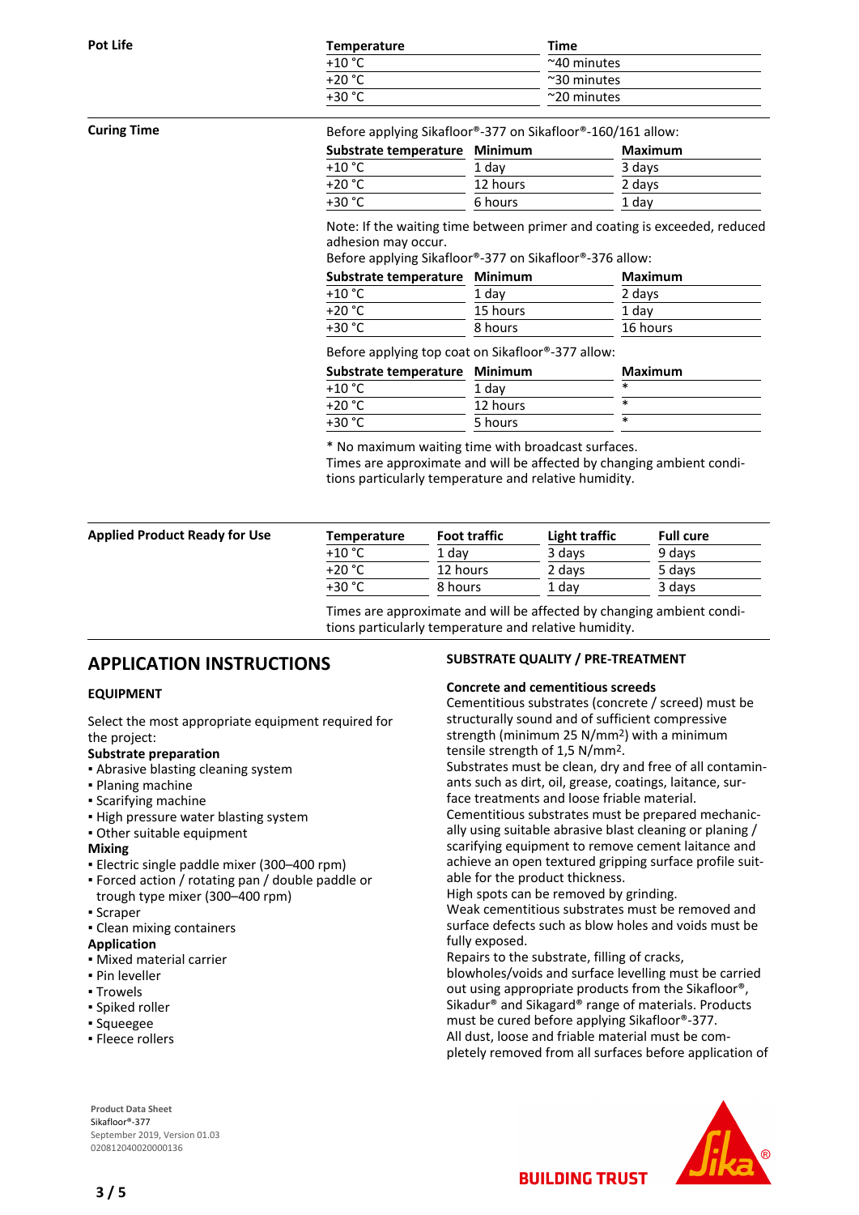**Pot Life**

| Temperature | Time |
|---|---|
| +10 °C | ~40 minutes |
| +20 °C | ~30 minutes |
| +30 °C | ~20 minutes |

**Curing Time**

Before applying Sikafloor®-377 on Sikafloor®-160/161 allow:

| Substrate temperature | Minimum | Maximum |
|---|---|---|
| +10 °C | 1 day | 3 days |
| +20 °C | 12 hours | 2 days |
| +30 °C | 6 hours | 1 day |

Note: If the waiting time between primer and coating is exceeded, reduced adhesion may occur.
Before applying Sikafloor®-377 on Sikafloor®-376 allow:

| Substrate temperature | Minimum | Maximum |
|---|---|---|
| +10 °C | 1 day | 2 days |
| +20 °C | 15 hours | 1 day |
| +30 °C | 8 hours | 16 hours |

Before applying top coat on Sikafloor®-377 allow:

| Substrate temperature | Minimum | Maximum |
|---|---|---|
| +10 °C | 1 day | * |
| +20 °C | 12 hours | * |
| +30 °C | 5 hours | * |

* No maximum waiting time with broadcast surfaces.
Times are approximate and will be affected by changing ambient conditions particularly temperature and relative humidity.

**Applied Product Ready for Use**

| Temperature | Foot traffic | Light traffic | Full cure |
|---|---|---|---|
| +10 °C | 1 day | 3 days | 9 days |
| +20 °C | 12 hours | 2 days | 5 days |
| +30 °C | 8 hours | 1 day | 3 days |

Times are approximate and will be affected by changing ambient conditions particularly temperature and relative humidity.

## APPLICATION INSTRUCTIONS

### EQUIPMENT

Select the most appropriate equipment required for the project:

**Substrate preparation**
- Abrasive blasting cleaning system
- Planing machine
- Scarifying machine
- High pressure water blasting system
- Other suitable equipment

**Mixing**
- Electric single paddle mixer (300–400 rpm)
- Forced action / rotating pan / double paddle or trough type mixer (300–400 rpm)
- Scraper
- Clean mixing containers

**Application**
- Mixed material carrier
- Pin leveller
- Trowels
- Spiked roller
- Squeegee
- Fleece rollers

### SUBSTRATE QUALITY / PRE-TREATMENT

**Concrete and cementitious screeds**

Cementitious substrates (concrete / screed) must be structurally sound and of sufficient compressive strength (minimum 25 N/mm²) with a minimum tensile strength of 1,5 N/mm².
Substrates must be clean, dry and free of all contaminants such as dirt, oil, grease, coatings, laitance, surface treatments and loose friable material.
Cementitious substrates must be prepared mechanically using suitable abrasive blast cleaning or planing / scarifying equipment to remove cement laitance and achieve an open textured gripping surface profile suitable for the product thickness.
High spots can be removed by grinding.
Weak cementitious substrates must be removed and surface defects such as blow holes and voids must be fully exposed.
Repairs to the substrate, filling of cracks, blowholes/voids and surface levelling must be carried out using appropriate products from the Sikafloor®, Sikadur® and Sikagard® range of materials. Products must be cured before applying Sikafloor®-377.
All dust, loose and friable material must be completely removed from all surfaces before application of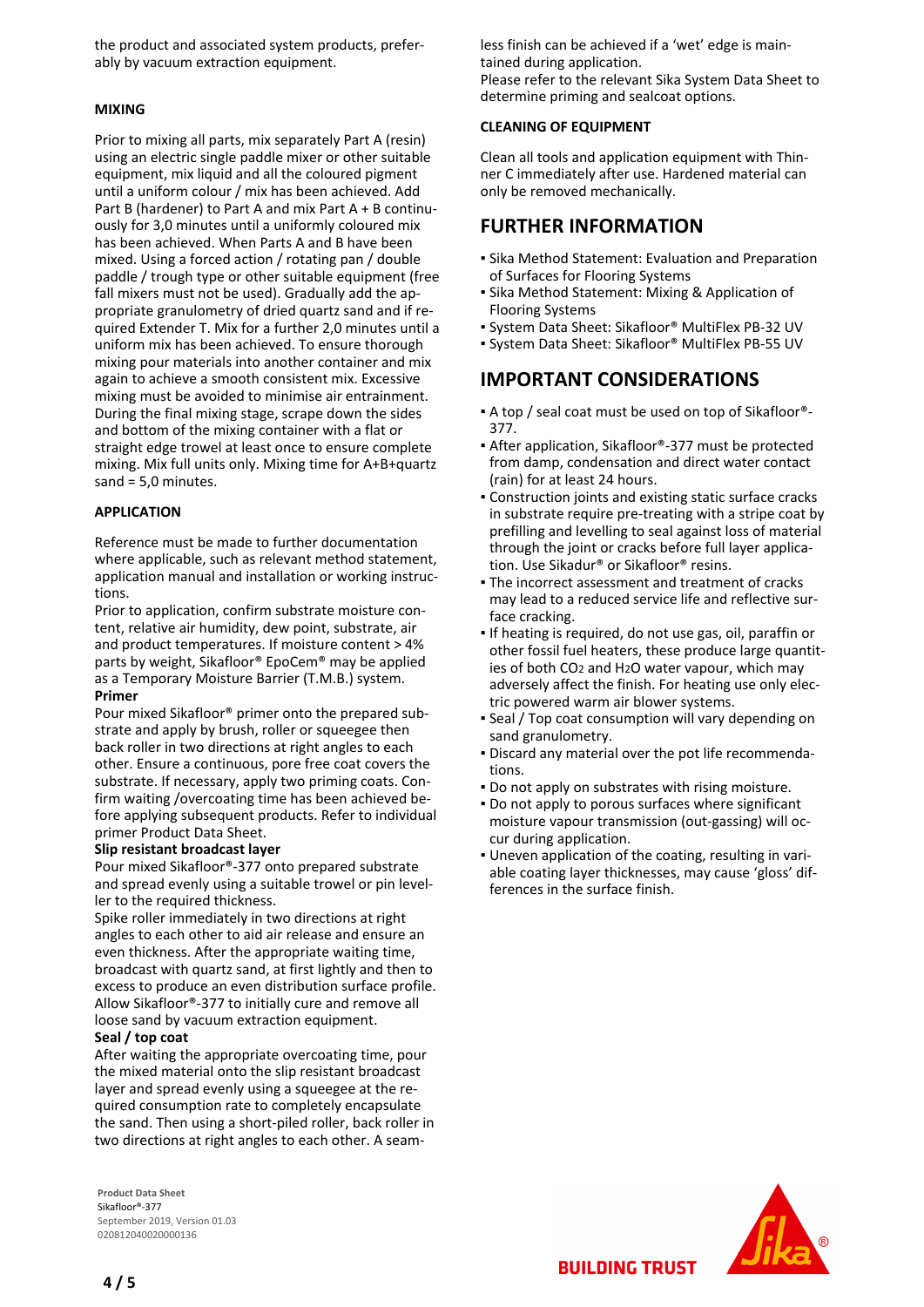the product and associated system products, preferably by vacuum extraction equipment.

**MIXING**

Prior to mixing all parts, mix separately Part A (resin) using an electric single paddle mixer or other suitable equipment, mix liquid and all the coloured pigment until a uniform colour / mix has been achieved. Add Part B (hardener) to Part A and mix Part A + B continuously for 3,0 minutes until a uniformly coloured mix has been achieved. When Parts A and B have been mixed. Using a forced action / rotating pan / double paddle / trough type or other suitable equipment (free fall mixers must not be used). Gradually add the appropriate granulometry of dried quartz sand and if required Extender T. Mix for a further 2,0 minutes until a uniform mix has been achieved. To ensure thorough mixing pour materials into another container and mix again to achieve a smooth consistent mix. Excessive mixing must be avoided to minimise air entrainment. During the final mixing stage, scrape down the sides and bottom of the mixing container with a flat or straight edge trowel at least once to ensure complete mixing. Mix full units only. Mixing time for A+B+quartz sand = 5,0 minutes.

**APPLICATION**

Reference must be made to further documentation where applicable, such as relevant method statement, application manual and installation or working instructions.
Prior to application, confirm substrate moisture content, relative air humidity, dew point, substrate, air and product temperatures. If moisture content > 4% parts by weight, Sikafloor® EpoCem® may be applied as a Temporary Moisture Barrier (T.M.B.) system.

**Primer**

Pour mixed Sikafloor® primer onto the prepared substrate and apply by brush, roller or squeegee then back roller in two directions at right angles to each other. Ensure a continuous, pore free coat covers the substrate. If necessary, apply two priming coats. Confirm waiting /overcoating time has been achieved before applying subsequent products. Refer to individual primer Product Data Sheet.

**Slip resistant broadcast layer**

Pour mixed Sikafloor®-377 onto prepared substrate and spread evenly using a suitable trowel or pin leveller to the required thickness.
Spike roller immediately in two directions at right angles to each other to aid air release and ensure an even thickness. After the appropriate waiting time, broadcast with quartz sand, at first lightly and then to excess to produce an even distribution surface profile. Allow Sikafloor®-377 to initially cure and remove all loose sand by vacuum extraction equipment.

**Seal / top coat**

After waiting the appropriate overcoating time, pour the mixed material onto the slip resistant broadcast layer and spread evenly using a squeegee at the required consumption rate to completely encapsulate the sand. Then using a short-piled roller, back roller in two directions at right angles to each other. A seamless finish can be achieved if a 'wet' edge is maintained during application.
Please refer to the relevant Sika System Data Sheet to determine priming and sealcoat options.

**CLEANING OF EQUIPMENT**

Clean all tools and application equipment with Thinner C immediately after use. Hardened material can only be removed mechanically.

## FURTHER INFORMATION

- Sika Method Statement: Evaluation and Preparation of Surfaces for Flooring Systems
- Sika Method Statement: Mixing & Application of Flooring Systems
- System Data Sheet: Sikafloor® MultiFlex PB-32 UV
- System Data Sheet: Sikafloor® MultiFlex PB-55 UV

## IMPORTANT CONSIDERATIONS

- A top / seal coat must be used on top of Sikafloor®-377.
- After application, Sikafloor®-377 must be protected from damp, condensation and direct water contact (rain) for at least 24 hours.
- Construction joints and existing static surface cracks in substrate require pre-treating with a stripe coat by prefilling and levelling to seal against loss of material through the joint or cracks before full layer application. Use Sikadur® or Sikafloor® resins.
- The incorrect assessment and treatment of cracks may lead to a reduced service life and reflective surface cracking.
- If heating is required, do not use gas, oil, paraffin or other fossil fuel heaters, these produce large quantities of both $CO_2$ and $H_2O$ water vapour, which may adversely affect the finish. For heating use only electric powered warm air blower systems.
- Seal / Top coat consumption will vary depending on sand granulometry.
- Discard any material over the pot life recommendations.
- Do not apply on substrates with rising moisture.
- Do not apply to porous surfaces where significant moisture vapour transmission (out-gassing) will occur during application.
- Uneven application of the coating, resulting in variable coating layer thicknesses, may cause 'gloss' differences in the surface finish.

**Product Data Sheet**
Sikafloor®-377
September 2019, Version 01.03
020812040020000136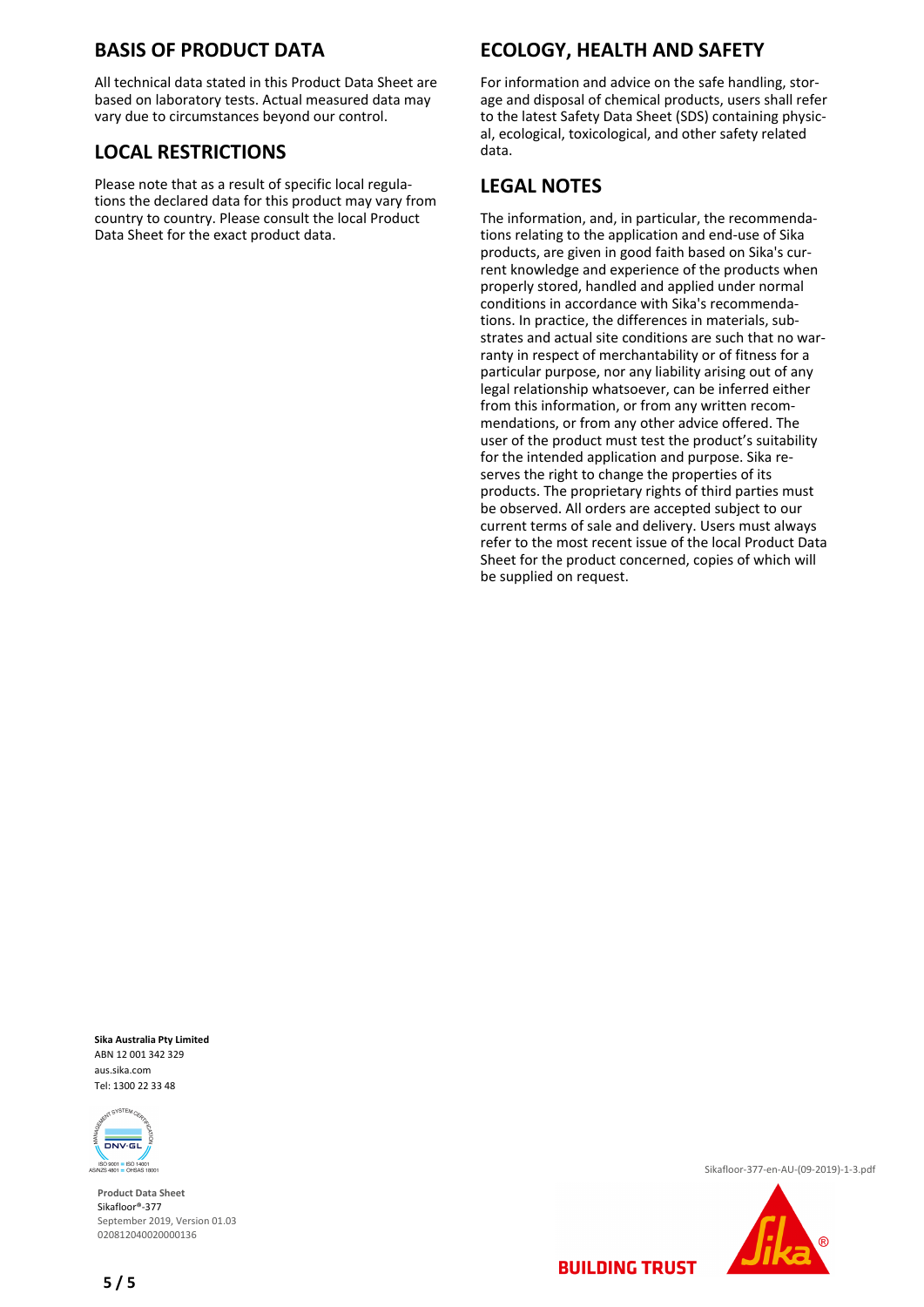## BASIS OF PRODUCT DATA

All technical data stated in this Product Data Sheet are based on laboratory tests. Actual measured data may vary due to circumstances beyond our control.

## LOCAL RESTRICTIONS

Please note that as a result of specific local regulations the declared data for this product may vary from country to country. Please consult the local Product Data Sheet for the exact product data.

## ECOLOGY, HEALTH AND SAFETY

For information and advice on the safe handling, storage and disposal of chemical products, users shall refer to the latest Safety Data Sheet (SDS) containing physical, ecological, toxicological, and other safety related data.

## LEGAL NOTES

The information, and, in particular, the recommendations relating to the application and end-use of Sika products, are given in good faith based on Sika's current knowledge and experience of the products when properly stored, handled and applied under normal conditions in accordance with Sika's recommendations. In practice, the differences in materials, substrates and actual site conditions are such that no warranty in respect of merchantability or of fitness for a particular purpose, nor any liability arising out of any legal relationship whatsoever, can be inferred either from this information, or from any written recommendations, or from any other advice offered. The user of the product must test the product's suitability for the intended application and purpose. Sika reserves the right to change the properties of its products. The proprietary rights of third parties must be observed. All orders are accepted subject to our current terms of sale and delivery. Users must always refer to the most recent issue of the local Product Data Sheet for the product concerned, copies of which will be supplied on request.

**Sika Australia Pty Limited**
ABN 12 001 342 329
aus.sika.com
Tel: 1300 22 33 48

ISO 9001 ▪ ISO 14001
AS/NZS 4801 ▪ OHSAS 18001

**Product Data Sheet**
Sikafloor®-377
September 2019, Version 01.03
020812040020000136

Sikafloor-377-en-AU-(09-2019)-1-3.pdf

**BUILDING TRUST**